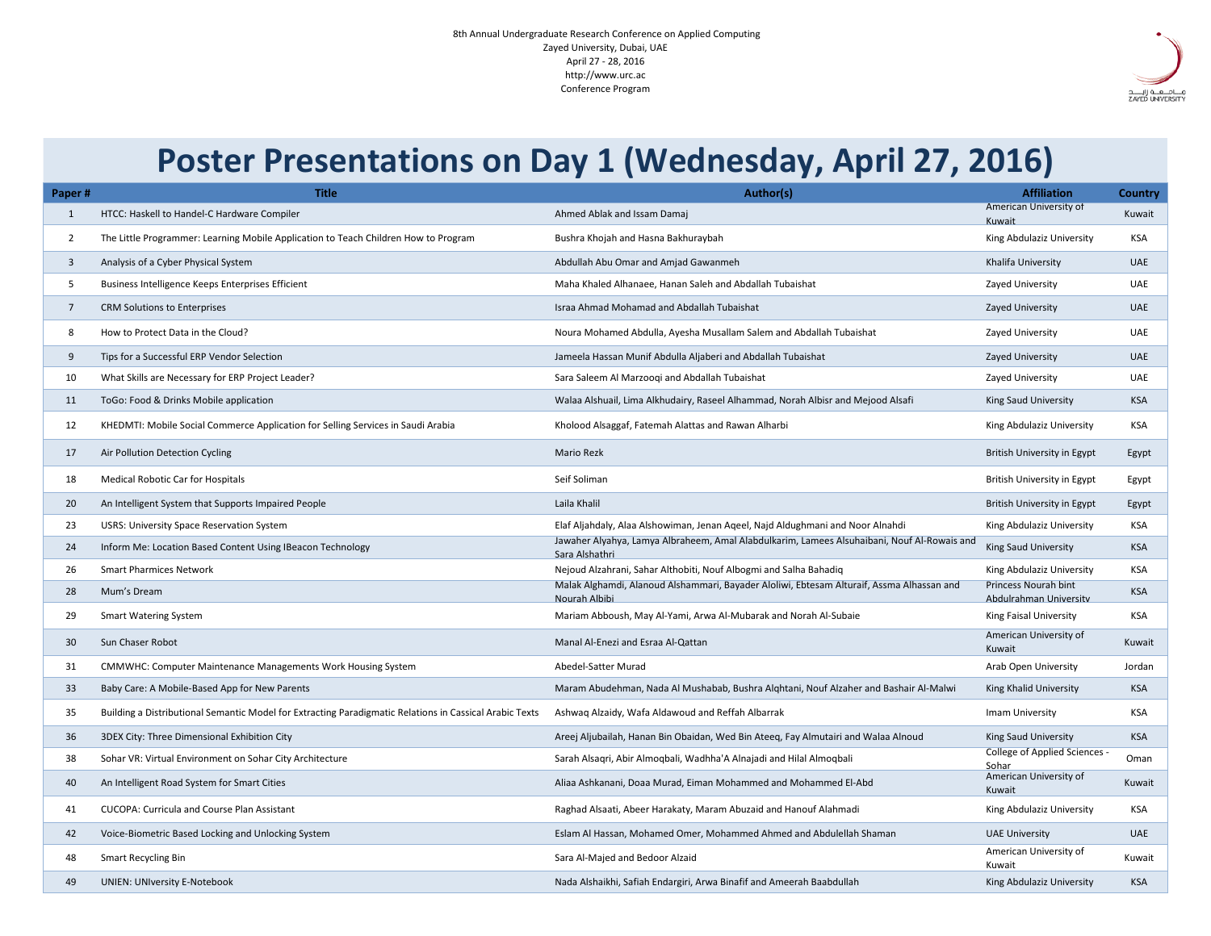8th Annual Undergraduate Research Conference on Applied Computing
Zayed University, Dubai, UAE
April 27 - 28, 2016
http://www.urc.ac
Conference Program

# Poster Presentations on Day 1 (Wednesday, April 27, 2016)

| Paper # | Title | Author(s) | Affiliation | Country |
|---|---|---|---|---|
| 1 | HTCC: Haskell to Handel-C Hardware Compiler | Ahmed Ablak and Issam Damaj | American University of Kuwait | Kuwait |
| 2 | The Little Programmer: Learning Mobile Application to Teach Children How to Program | Bushra Khojah and Hasna Bakhuraybah | King Abdulaziz University | KSA |
| 3 | Analysis of a Cyber Physical System | Abdullah Abu Omar and Amjad Gawanmeh | Khalifa University | UAE |
| 5 | Business Intelligence Keeps Enterprises Efficient | Maha Khaled Alhanaee, Hanan Saleh and Abdallah Tubaishat | Zayed University | UAE |
| 7 | CRM Solutions to Enterprises | Israa Ahmad Mohamad and Abdallah Tubaishat | Zayed University | UAE |
| 8 | How to Protect Data in the Cloud? | Noura Mohamed Abdulla, Ayesha Musallam Salem and Abdallah Tubaishat | Zayed University | UAE |
| 9 | Tips for a Successful ERP Vendor Selection | Jameela Hassan Munif Abdulla Aljaberi and Abdallah Tubaishat | Zayed University | UAE |
| 10 | What Skills are Necessary for ERP Project Leader? | Sara Saleem Al Marzooqi and Abdallah Tubaishat | Zayed University | UAE |
| 11 | ToGo: Food & Drinks Mobile application | Walaa Alshuail, Lima Alkhudairy, Raseel Alhammad, Norah Albisr and Mejood Alsafi | King Saud University | KSA |
| 12 | KHEDMTI: Mobile Social Commerce Application for Selling Services in Saudi Arabia | Kholood Alsaggaf, Fatemah Alattas and Rawan Alharbi | King Abdulaziz University | KSA |
| 17 | Air Pollution Detection Cycling | Mario Rezk | British University in Egypt | Egypt |
| 18 | Medical Robotic Car for Hospitals | Seif Soliman | British University in Egypt | Egypt |
| 20 | An Intelligent System that Supports Impaired People | Laila Khalil | British University in Egypt | Egypt |
| 23 | USRS: University Space Reservation System | Elaf Aljahdaly, Alaa Alshowiman, Jenan Aqeel, Najd Aldughmani and Noor Alnahdi | King Abdulaziz University | KSA |
| 24 | Inform Me: Location Based Content Using IBeacon Technology | Jawaher Alyahya, Lamya Albraheem, Amal Alabdulkarim, Lamees Alsuhaibani, Nouf Al-Rowais and Sara Alshathri | King Saud University | KSA |
| 26 | Smart Pharmices Network | Nejoud Alzahrani, Sahar Althobiti, Nouf Albogmi and Salha Bahadiq | King Abdulaziz University | KSA |
| 28 | Mum's Dream | Malak Alghamdi, Alanoud Alshammari, Bayader Aloliwi, Ebtesam Alturaif, Assma Alhassan and Nourah Albibi | Princess Nourah bint Abdulrahman University | KSA |
| 29 | Smart Watering System | Mariam Abboush, May Al-Yami, Arwa Al-Mubarak and Norah Al-Subaie | King Faisal University | KSA |
| 30 | Sun Chaser Robot | Manal Al-Enezi and Esraa Al-Qattan | American University of Kuwait | Kuwait |
| 31 | CMMWHC: Computer Maintenance Managements Work Housing System | Abedel-Satter Murad | Arab Open University | Jordan |
| 33 | Baby Care: A Mobile-Based App for New Parents | Maram Abudehman, Nada Al Mushabab, Bushra Alqhtani, Nouf Alzaher and Bashair Al-Malwi | King Khalid University | KSA |
| 35 | Building a Distributional Semantic Model for Extracting Paradigmatic Relations in Cassical Arabic Texts | Ashwaq Alzaidy, Wafa Aldawoud and Reffah Albarrak | Imam University | KSA |
| 36 | 3DEX City: Three Dimensional Exhibition City | Areej Aljubailah, Hanan Bin Obaidan, Wed Bin Ateeq, Fay Almutairi and Walaa Alnoud | King Saud University | KSA |
| 38 | Sohar VR: Virtual Environment on Sohar City Architecture | Sarah Alsaqri, Abir Almoqbali, Wadhha'A Alnajadi and Hilal Almoqbali | College of Applied Sciences - Sohar | Oman |
| 40 | An Intelligent Road System for Smart Cities | Aliaa Ashkanani, Doaa Murad, Eiman Mohammed and Mohammed El-Abd | American University of Kuwait | Kuwait |
| 41 | CUCOPA: Curricula and Course Plan Assistant | Raghad Alsaati, Abeer Harakaty, Maram Abuzaid and Hanouf Alahmadi | King Abdulaziz University | KSA |
| 42 | Voice-Biometric Based Locking and Unlocking System | Eslam Al Hassan, Mohamed Omer, Mohammed Ahmed and Abdulellah Shaman | UAE University | UAE |
| 48 | Smart Recycling Bin | Sara Al-Majed and Bedoor Alzaid | American University of Kuwait | Kuwait |
| 49 | UNIEN: UNIversity E-Notebook | Nada Alshaikhi, Safiah Endargiri, Arwa Binafif and Ameerah Baabdullah | King Abdulaziz University | KSA |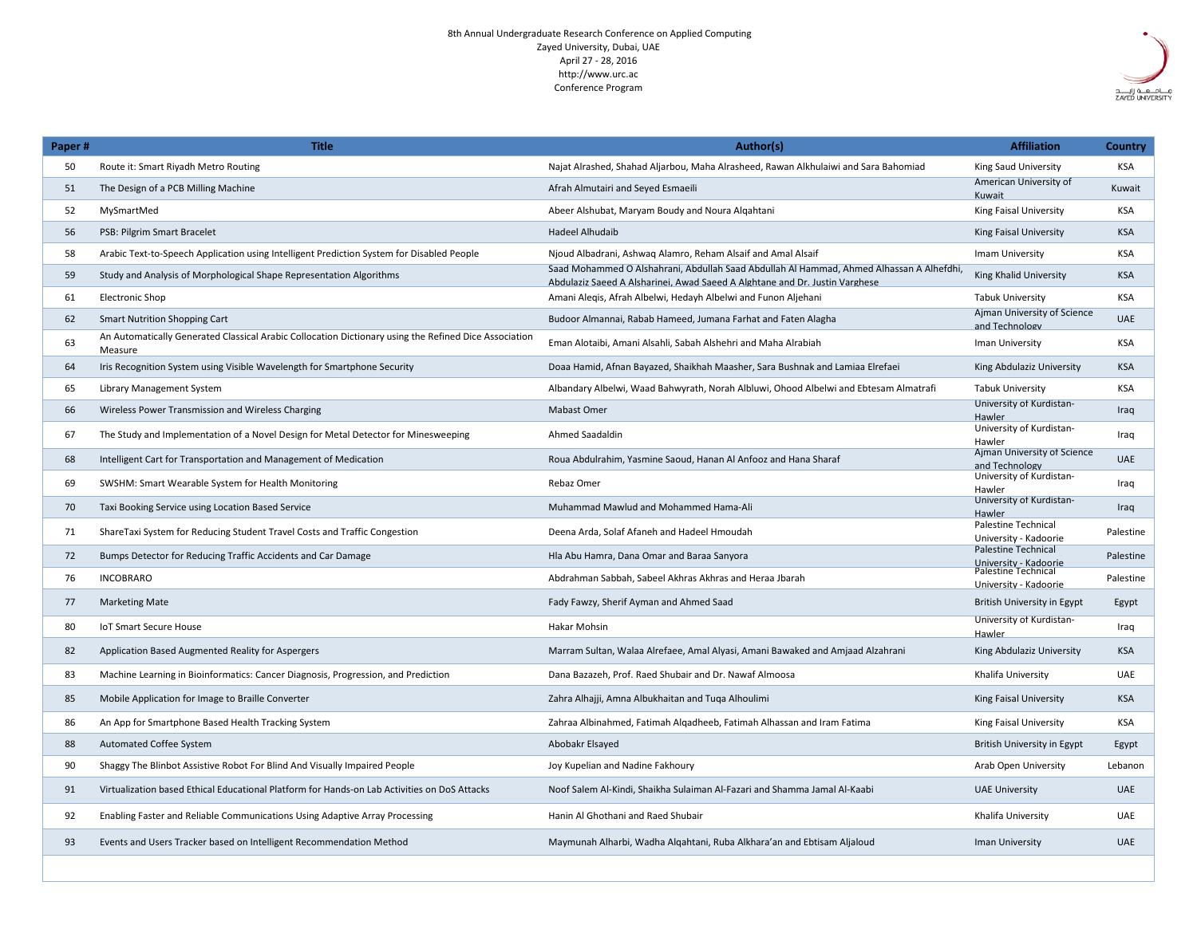8th Annual Undergraduate Research Conference on Applied Computing
Zayed University, Dubai, UAE
April 27 - 28, 2016
http://www.urc.ac
Conference Program

| Paper # | Title | Author(s) | Affiliation | Country |
|---|---|---|---|---|
| 50 | Route it: Smart Riyadh Metro Routing | Najat Alrashed, Shahad Aljarbou, Maha Alrasheed, Rawan Alkhulaiwi and Sara Bahomiad | King Saud University | KSA |
| 51 | The Design of a PCB Milling Machine | Afrah Almutairi and Seyed Esmaeili | American University of Kuwait | Kuwait |
| 52 | MySmartMed | Abeer Alshubat, Maryam Boudy and Noura Alqahtani | King Faisal University | KSA |
| 56 | PSB: Pilgrim Smart Bracelet | Hadeel Alhudaib | King Faisal University | KSA |
| 58 | Arabic Text-to-Speech Application using Intelligent Prediction System for Disabled People | Njoud Albadrani, Ashwaq Alamro, Reham Alsaif and Amal Alsaif | Imam University | KSA |
| 59 | Study and Analysis of Morphological Shape Representation Algorithms | Saad Mohammed O Alshahrani, Abdullah Saad Abdullah Al Hammad, Ahmed Alhassan A Alhefdhi, Abdulaziz Saeed A Alsharinei, Awad Saeed A Alghtane and Dr. Justin Varghese | King Khalid University | KSA |
| 61 | Electronic Shop | Amani Aleqis, Afrah Albelwi, Hedayh Albelwi and Funon Aljehani | Tabuk University | KSA |
| 62 | Smart Nutrition Shopping Cart | Budoor Almannai, Rabab Hameed, Jumana Farhat and Faten Alagha | Ajman University of Science and Technology | UAE |
| 63 | An Automatically Generated Classical Arabic Collocation Dictionary using the Refined Dice Association Measure | Eman Alotaibi, Amani Alsahli, Sabah Alshehri and Maha Alrabiah | Iman University | KSA |
| 64 | Iris Recognition System using Visible Wavelength for Smartphone Security | Doaa Hamid, Afnan Bayazed, Shaikhah Maasher, Sara Bushnak and Lamiaa Elrefaei | King Abdulaziz University | KSA |
| 65 | Library Management System | Albandary Albelwi, Waad Bahwyrath, Norah Albluwi, Ohood Albelwi and Ebtesam Almatrafi | Tabuk University | KSA |
| 66 | Wireless Power Transmission and Wireless Charging | Mabast Omer | University of Kurdistan-Hawler | Iraq |
| 67 | The Study and Implementation of a Novel Design for Metal Detector for Minesweeping | Ahmed Saadaldin | University of Kurdistan-Hawler | Iraq |
| 68 | Intelligent Cart for Transportation and Management of Medication | Roua Abdulrahim, Yasmine Saoud, Hanan Al Anfooz and Hana Sharaf | Ajman University of Science and Technology | UAE |
| 69 | SWSHM: Smart Wearable System for Health Monitoring | Rebaz Omer | University of Kurdistan-Hawler | Iraq |
| 70 | Taxi Booking Service using Location Based Service | Muhammad Mawlud and Mohammed Hama-Ali | University of Kurdistan-Hawler | Iraq |
| 71 | ShareTaxi System for Reducing Student Travel Costs and Traffic Congestion | Deena Arda, Solaf Afaneh and Hadeel Hmoudah | Palestine Technical University - Kadoorie | Palestine |
| 72 | Bumps Detector for Reducing Traffic Accidents and Car Damage | Hla Abu Hamra, Dana Omar and Baraa Sanyora | Palestine Technical University - Kadoorie | Palestine |
| 76 | INCOBRARO | Abdrahman Sabbah, Sabeel Akhras Akhras and Heraa Jbarah | Palestine Technical University - Kadoorie | Palestine |
| 77 | Marketing Mate | Fady Fawzy, Sherif Ayman and Ahmed Saad | British University in Egypt | Egypt |
| 80 | IoT Smart Secure House | Hakar Mohsin | University of Kurdistan-Hawler | Iraq |
| 82 | Application Based Augmented Reality for Aspergers | Marram Sultan, Walaa Alrefaee, Amal Alyasi, Amani Bawaked and Amjaad Alzahrani | King Abdulaziz University | KSA |
| 83 | Machine Learning in Bioinformatics: Cancer Diagnosis, Progression, and Prediction | Dana Bazazeh, Prof. Raed Shubair and Dr. Nawaf Almoosa | Khalifa University | UAE |
| 85 | Mobile Application for Image to Braille Converter | Zahra Alhajji, Amna Albukhaitan and Tuqa Alhoulimi | King Faisal University | KSA |
| 86 | An App for Smartphone Based Health Tracking System | Zahraa Albinahmed, Fatimah Alqadheeb, Fatimah Alhassan and Iram Fatima | King Faisal University | KSA |
| 88 | Automated Coffee System | Abobakr Elsayed | British University in Egypt | Egypt |
| 90 | Shaggy The Blinbot Assistive Robot For Blind And Visually Impaired People | Joy Kupelian and Nadine Fakhoury | Arab Open University | Lebanon |
| 91 | Virtualization based Ethical Educational Platform for Hands-on Lab Activities on DoS Attacks | Noof Salem Al-Kindi, Shaikha Sulaiman Al-Fazari and Shamma Jamal Al-Kaabi | UAE University | UAE |
| 92 | Enabling Faster and Reliable Communications Using Adaptive Array Processing | Hanin Al Ghothani and Raed Shubair | Khalifa University | UAE |
| 93 | Events and Users Tracker based on Intelligent Recommendation Method | Maymunah Alharbi, Wadha Alqahtani, Ruba Alkhara'an and Ebtisam Aljaloud | Iman University | UAE |